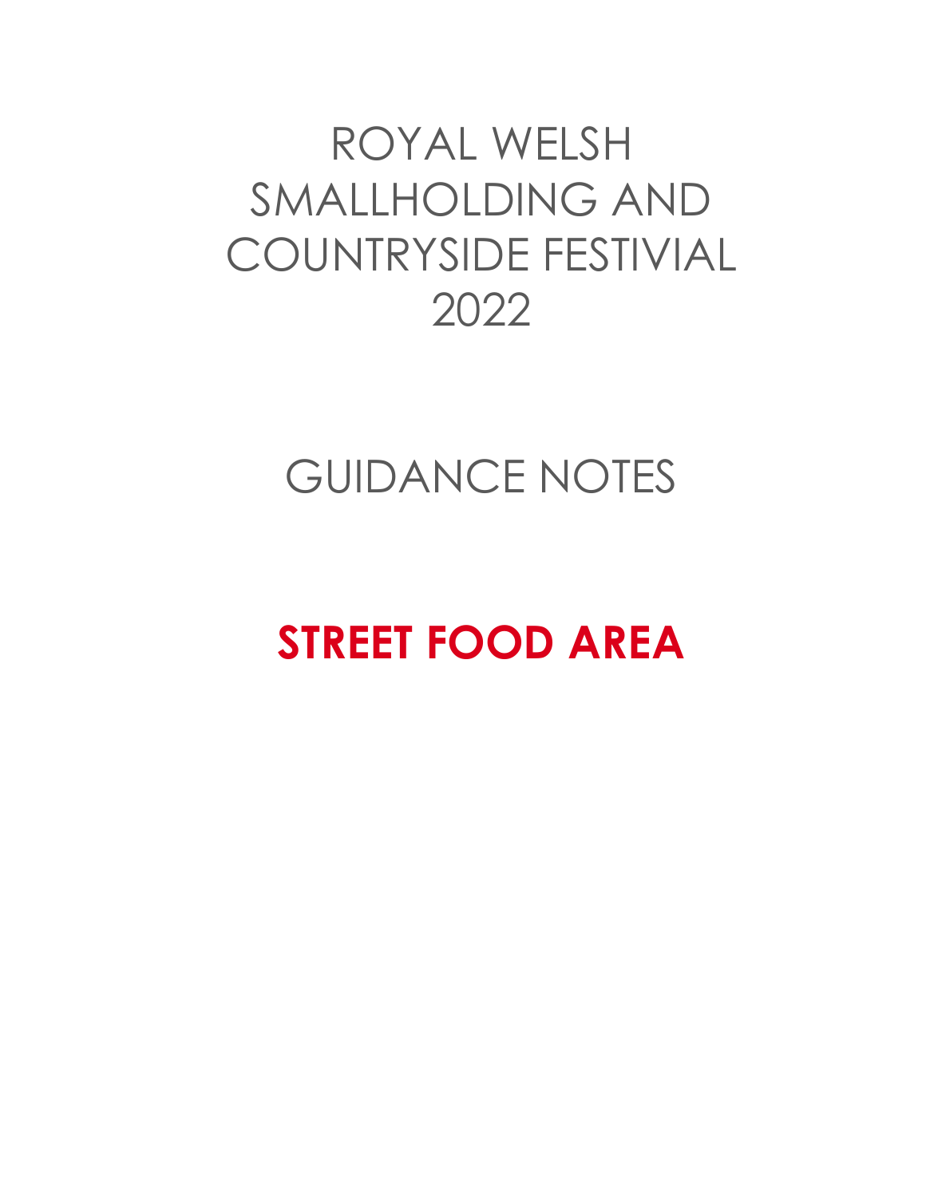# ROYAL WELSH SMALLHOLDING AND COUNTRYSIDE FESTIVIAL 2022

# GUIDANCE NOTES

# **STREET FOOD AREA**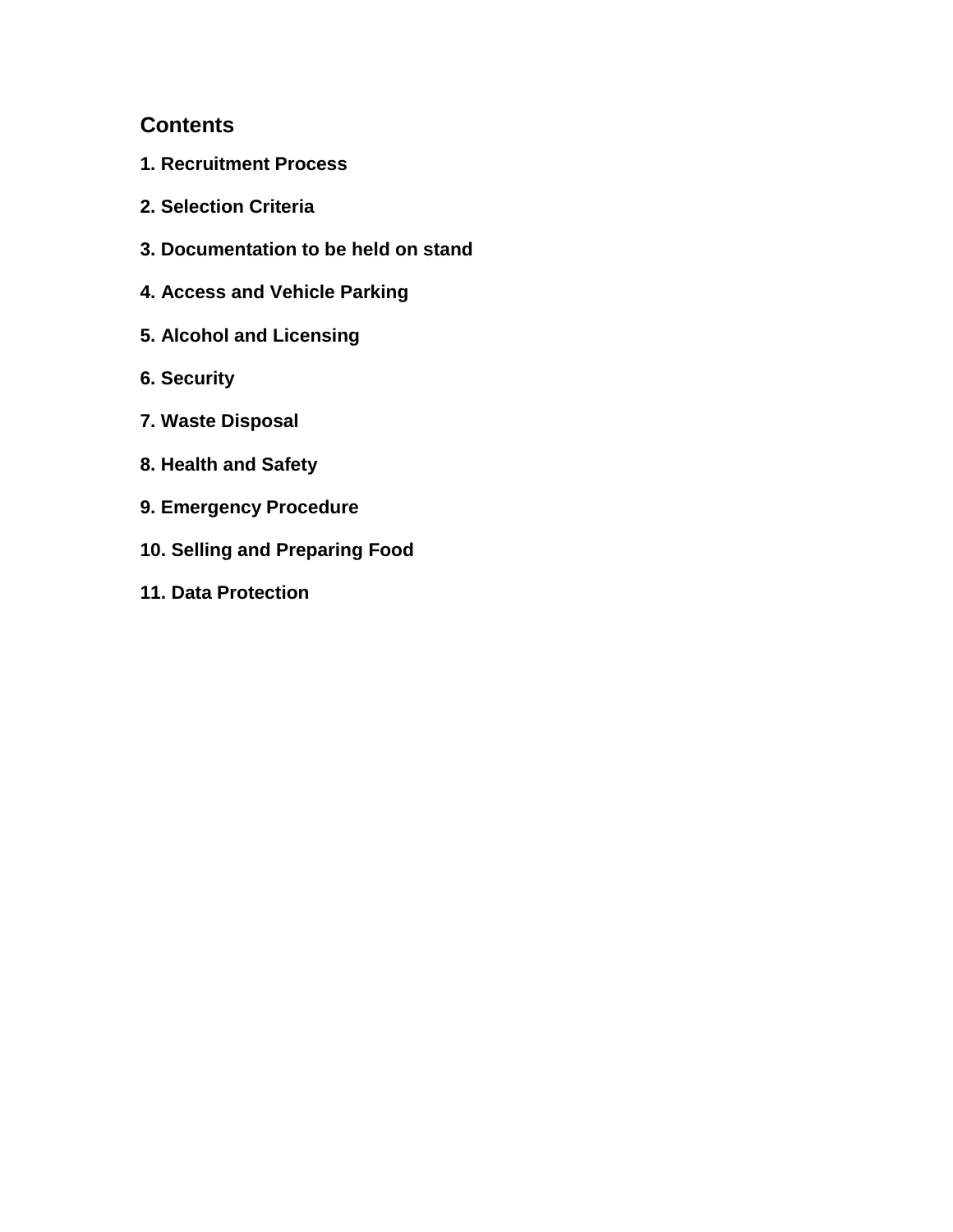## Contents

**1. Recruitment Process**

**2. Selection Criteria**

**3. Documentation to be held on stand**

**4. Access and Vehicle Parking**

**5. Alcohol and Licensing**

**6. Security**

**7. Waste Disposal**

**8. Health and Safety**

**9. Emergency Procedure**

**10. Selling and Preparing Food**

**11. Data Protection**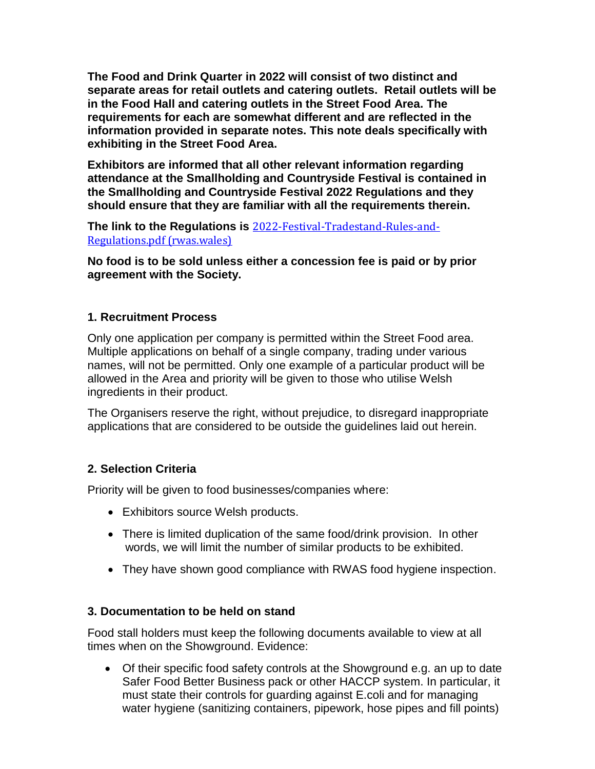**The Food and Drink Quarter in 2022 will consist of two distinct and separate areas for retail outlets and catering outlets. Retail outlets will be in the Food Hall and catering outlets in the Street Food Area. The requirements for each are somewhat different and are reflected in the information provided in separate notes. This note deals specifically with exhibiting in the Street Food Area.**

**Exhibitors are informed that all other relevant information regarding attendance at the Smallholding and Countryside Festival is contained in the Smallholding and Countryside Festival 2022 Regulations and they should ensure that they are familiar with all the requirements therein.**

**The link to the Regulations is** [2022-Festival-Tradestand-Rules-and-Regulations.pdf (rwas.wales)](2022-Festival-Tradestand-Rules-and-Regulations.pdf)

**No food is to be sold unless either a concession fee is paid or by prior agreement with the Society.**

### 1. Recruitment Process

Only one application per company is permitted within the Street Food area. Multiple applications on behalf of a single company, trading under various names, will not be permitted. Only one example of a particular product will be allowed in the Area and priority will be given to those who utilise Welsh ingredients in their product.

The Organisers reserve the right, without prejudice, to disregard inappropriate applications that are considered to be outside the guidelines laid out herein.

### 2. Selection Criteria

Priority will be given to food businesses/companies where:

- Exhibitors source Welsh products.
- There is limited duplication of the same food/drink provision. In other words, we will limit the number of similar products to be exhibited.
- They have shown good compliance with RWAS food hygiene inspection.

### 3. Documentation to be held on stand

Food stall holders must keep the following documents available to view at all times when on the Showground. Evidence:

- Of their specific food safety controls at the Showground e.g. an up to date Safer Food Better Business pack or other HACCP system. In particular, it must state their controls for guarding against E.coli and for managing water hygiene (sanitizing containers, pipework, hose pipes and fill points)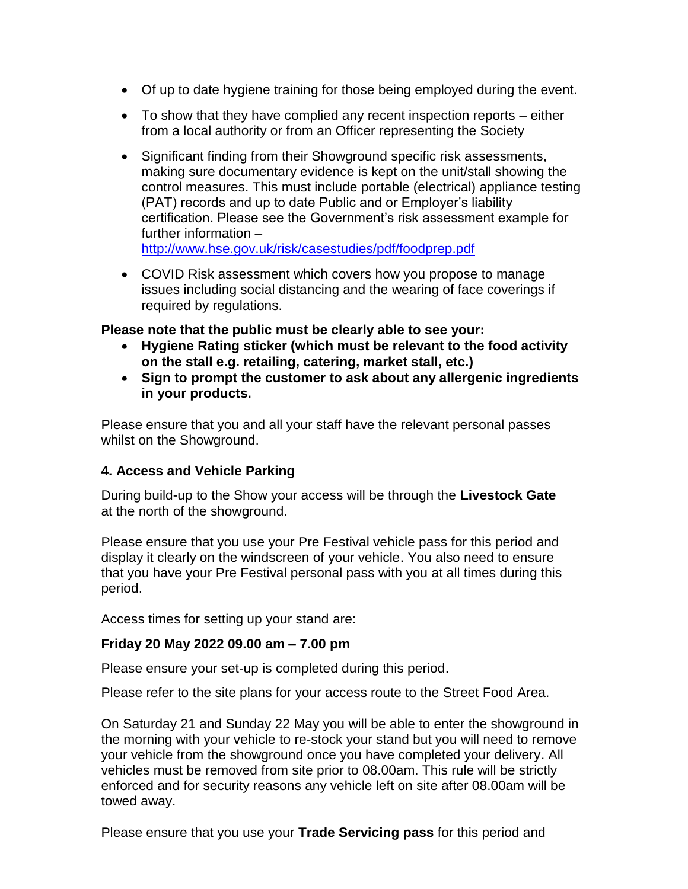- Of up to date hygiene training for those being employed during the event.
- To show that they have complied any recent inspection reports – either from a local authority or from an Officer representing the Society
- Significant finding from their Showground specific risk assessments, making sure documentary evidence is kept on the unit/stall showing the control measures. This must include portable (electrical) appliance testing (PAT) records and up to date Public and or Employer's liability certification. Please see the Government's risk assessment example for further information – [http://www.hse.gov.uk/risk/casestudies/pdf/foodprep.pdf](http://www.hse.gov.uk/risk/casestudies/pdf/foodprep.pdf)
- COVID Risk assessment which covers how you propose to manage issues including social distancing and the wearing of face coverings if required by regulations.

**Please note that the public must be clearly able to see your:**

- **Hygiene Rating sticker (which must be relevant to the food activity on the stall e.g. retailing, catering, market stall, etc.)**
- **Sign to prompt the customer to ask about any allergenic ingredients in your products.**

Please ensure that you and all your staff have the relevant personal passes whilst on the Showground.

### 4. Access and Vehicle Parking

During build-up to the Show your access will be through the **Livestock Gate** at the north of the showground.

Please ensure that you use your Pre Festival vehicle pass for this period and display it clearly on the windscreen of your vehicle. You also need to ensure that you have your Pre Festival personal pass with you at all times during this period.

Access times for setting up your stand are:

**Friday 20 May 2022 09.00 am – 7.00 pm**

Please ensure your set-up is completed during this period.

Please refer to the site plans for your access route to the Street Food Area.

On Saturday 21 and Sunday 22 May you will be able to enter the showground in the morning with your vehicle to re-stock your stand but you will need to remove your vehicle from the showground once you have completed your delivery. All vehicles must be removed from site prior to 08.00am. This rule will be strictly enforced and for security reasons any vehicle left on site after 08.00am will be towed away.

Please ensure that you use your **Trade Servicing pass** for this period and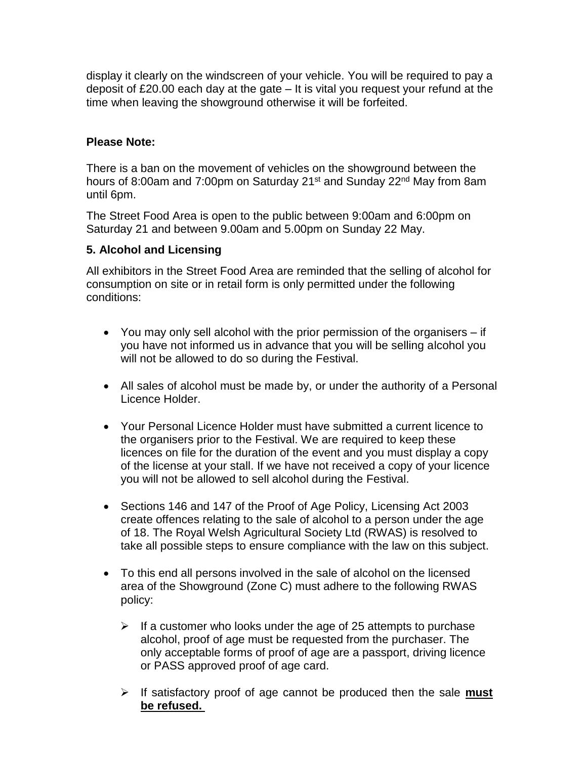display it clearly on the windscreen of your vehicle. You will be required to pay a deposit of £20.00 each day at the gate – It is vital you request your refund at the time when leaving the showground otherwise it will be forfeited.

**Please Note:**

There is a ban on the movement of vehicles on the showground between the hours of 8:00am and 7:00pm on Saturday 21st and Sunday 22nd May from 8am until 6pm.

The Street Food Area is open to the public between 9:00am and 6:00pm on Saturday 21 and between 9.00am and 5.00pm on Sunday 22 May.

### 5. Alcohol and Licensing

All exhibitors in the Street Food Area are reminded that the selling of alcohol for consumption on site or in retail form is only permitted under the following conditions:

- You may only sell alcohol with the prior permission of the organisers – if you have not informed us in advance that you will be selling alcohol you will not be allowed to do so during the Festival.
- All sales of alcohol must be made by, or under the authority of a Personal Licence Holder.
- Your Personal Licence Holder must have submitted a current licence to the organisers prior to the Festival. We are required to keep these licences on file for the duration of the event and you must display a copy of the license at your stall. If we have not received a copy of your licence you will not be allowed to sell alcohol during the Festival.
- Sections 146 and 147 of the Proof of Age Policy, Licensing Act 2003 create offences relating to the sale of alcohol to a person under the age of 18. The Royal Welsh Agricultural Society Ltd (RWAS) is resolved to take all possible steps to ensure compliance with the law on this subject.
- To this end all persons involved in the sale of alcohol on the licensed area of the Showground (Zone C) must adhere to the following RWAS policy:
  - If a customer who looks under the age of 25 attempts to purchase alcohol, proof of age must be requested from the purchaser. The only acceptable forms of proof of age are a passport, driving licence or PASS approved proof of age card.
  - If satisfactory proof of age cannot be produced then the sale **<u>must be refused.</u>**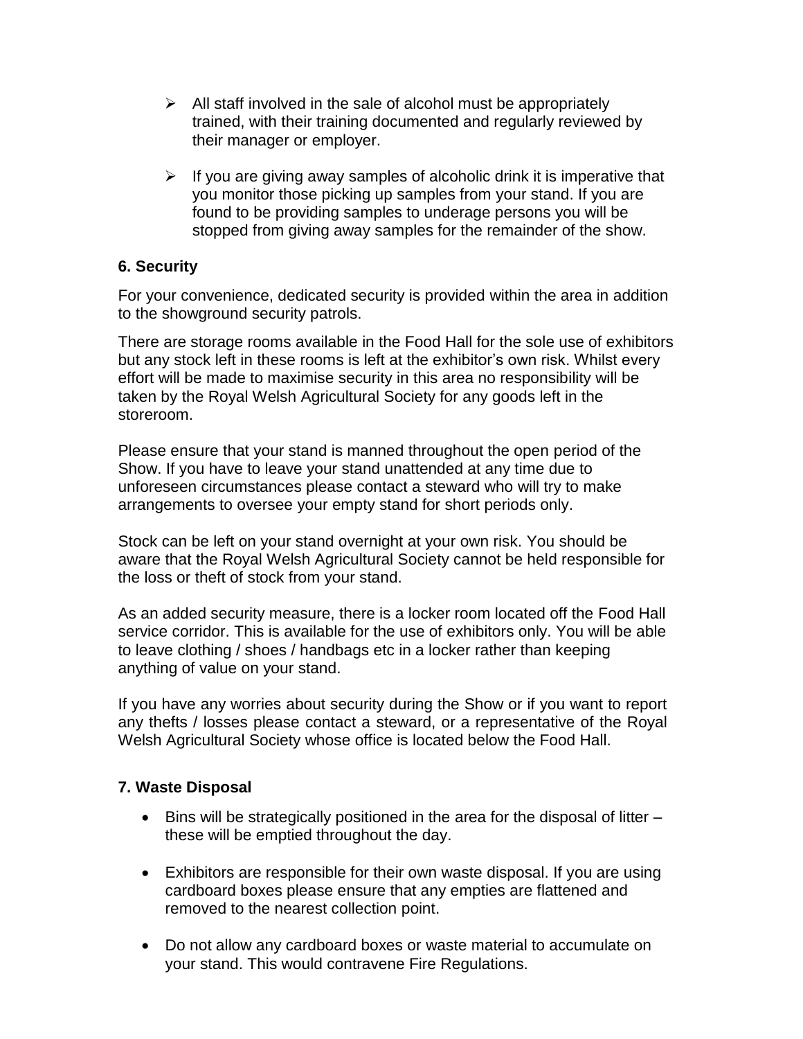- All staff involved in the sale of alcohol must be appropriately trained, with their training documented and regularly reviewed by their manager or employer.

- If you are giving away samples of alcoholic drink it is imperative that you monitor those picking up samples from your stand. If you are found to be providing samples to underage persons you will be stopped from giving away samples for the remainder of the show.

### 6. Security

For your convenience, dedicated security is provided within the area in addition to the showground security patrols.

There are storage rooms available in the Food Hall for the sole use of exhibitors but any stock left in these rooms is left at the exhibitor's own risk. Whilst every effort will be made to maximise security in this area no responsibility will be taken by the Royal Welsh Agricultural Society for any goods left in the storeroom.

Please ensure that your stand is manned throughout the open period of the Show. If you have to leave your stand unattended at any time due to unforeseen circumstances please contact a steward who will try to make arrangements to oversee your empty stand for short periods only.

Stock can be left on your stand overnight at your own risk. You should be aware that the Royal Welsh Agricultural Society cannot be held responsible for the loss or theft of stock from your stand.

As an added security measure, there is a locker room located off the Food Hall service corridor. This is available for the use of exhibitors only. You will be able to leave clothing / shoes / handbags etc in a locker rather than keeping anything of value on your stand.

If you have any worries about security during the Show or if you want to report any thefts / losses please contact a steward, or a representative of the Royal Welsh Agricultural Society whose office is located below the Food Hall.

### 7. Waste Disposal

- Bins will be strategically positioned in the area for the disposal of litter – these will be emptied throughout the day.

- Exhibitors are responsible for their own waste disposal. If you are using cardboard boxes please ensure that any empties are flattened and removed to the nearest collection point.

- Do not allow any cardboard boxes or waste material to accumulate on your stand. This would contravene Fire Regulations.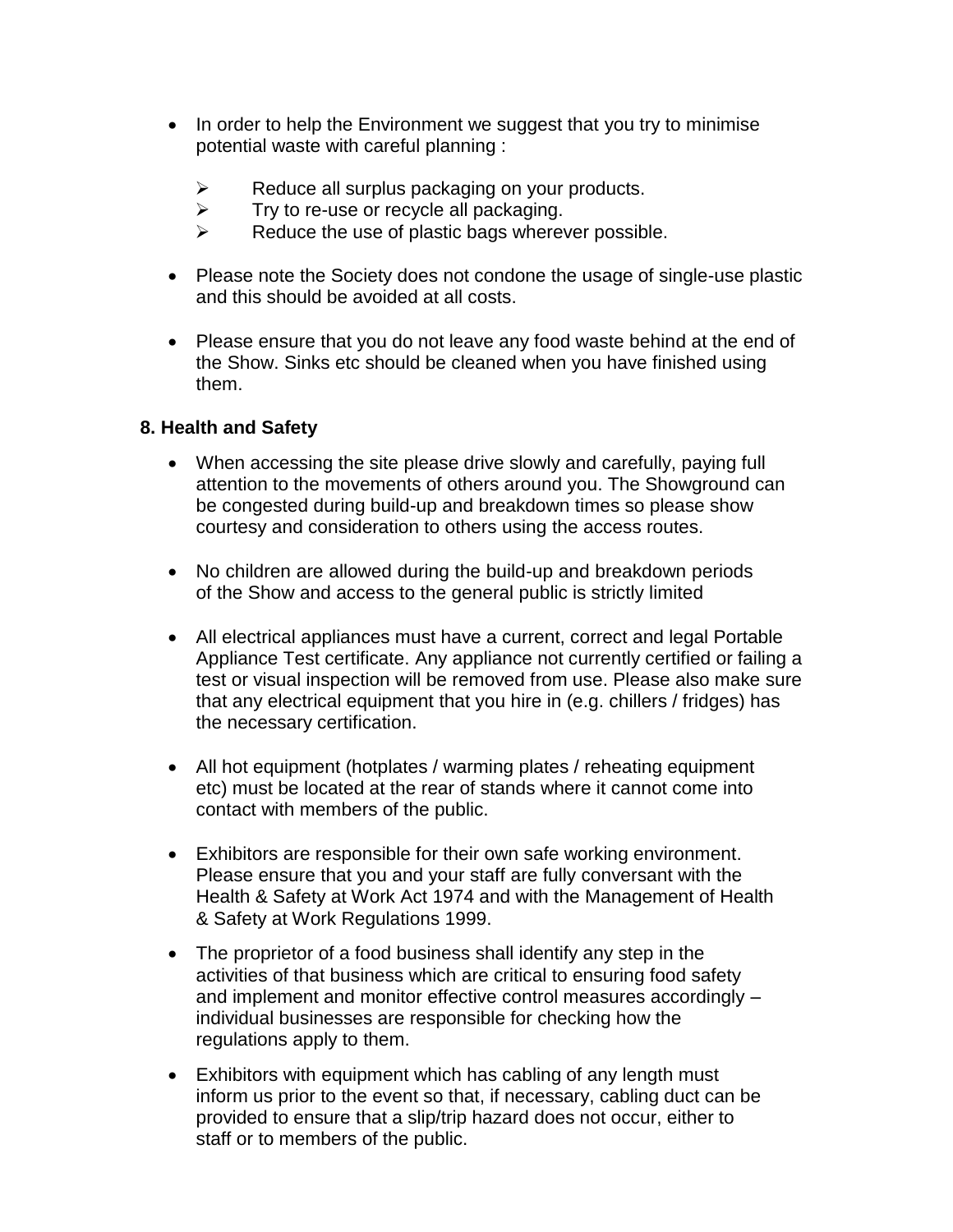- In order to help the Environment we suggest that you try to minimise potential waste with careful planning :

  - Reduce all surplus packaging on your products.
  - Try to re-use or recycle all packaging.
  - Reduce the use of plastic bags wherever possible.

- Please note the Society does not condone the usage of single-use plastic and this should be avoided at all costs.

- Please ensure that you do not leave any food waste behind at the end of the Show. Sinks etc should be cleaned when you have finished using them.

## 8. Health and Safety

- When accessing the site please drive slowly and carefully, paying full attention to the movements of others around you. The Showground can be congested during build-up and breakdown times so please show courtesy and consideration to others using the access routes.

- No children are allowed during the build-up and breakdown periods of the Show and access to the general public is strictly limited

- All electrical appliances must have a current, correct and legal Portable Appliance Test certificate. Any appliance not currently certified or failing a test or visual inspection will be removed from use. Please also make sure that any electrical equipment that you hire in (e.g. chillers / fridges) has the necessary certification.

- All hot equipment (hotplates / warming plates / reheating equipment etc) must be located at the rear of stands where it cannot come into contact with members of the public.

- Exhibitors are responsible for their own safe working environment. Please ensure that you and your staff are fully conversant with the Health & Safety at Work Act 1974 and with the Management of Health & Safety at Work Regulations 1999.

- The proprietor of a food business shall identify any step in the activities of that business which are critical to ensuring food safety and implement and monitor effective control measures accordingly – individual businesses are responsible for checking how the regulations apply to them.

- Exhibitors with equipment which has cabling of any length must inform us prior to the event so that, if necessary, cabling duct can be provided to ensure that a slip/trip hazard does not occur, either to staff or to members of the public.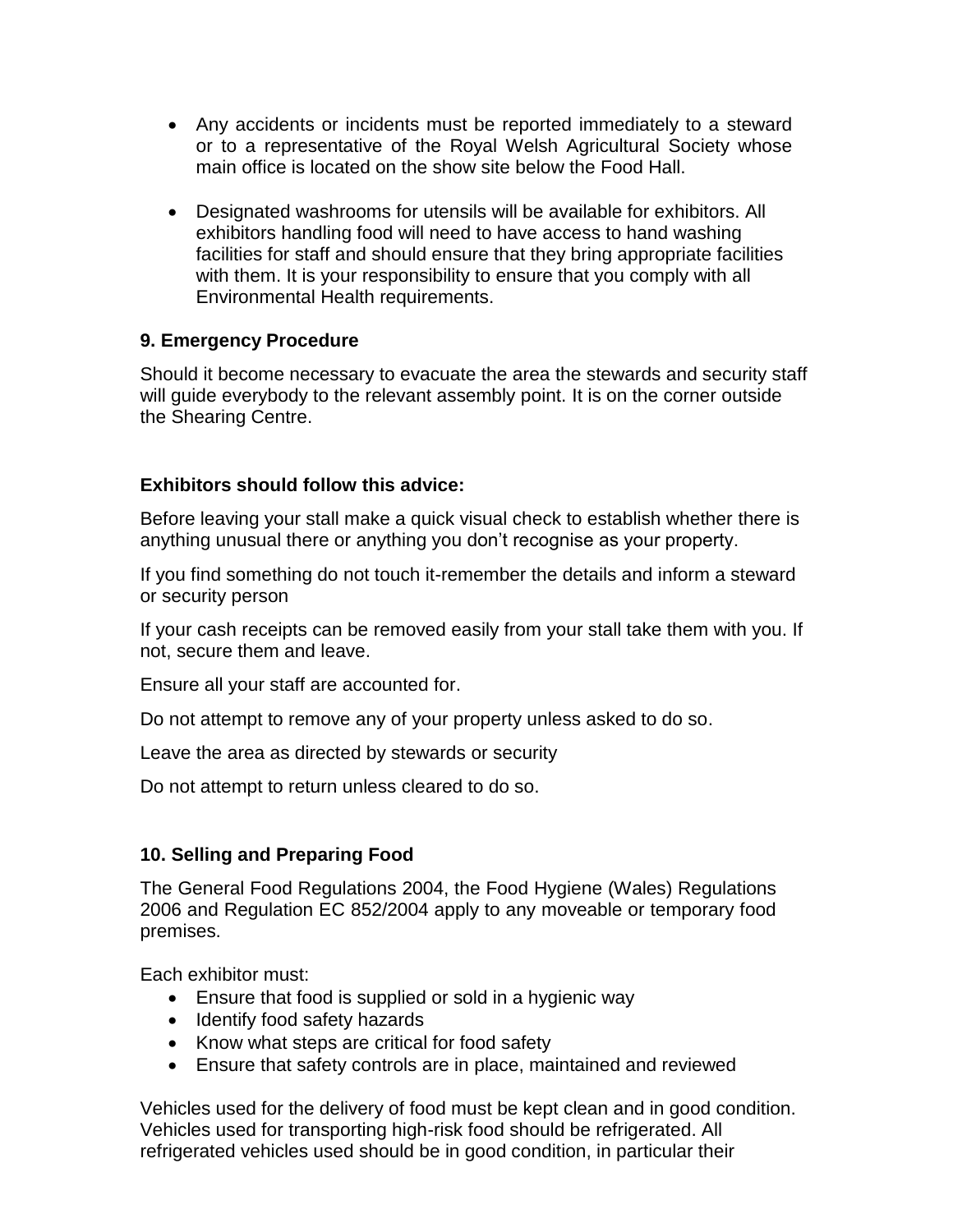- Any accidents or incidents must be reported immediately to a steward or to a representative of the Royal Welsh Agricultural Society whose main office is located on the show site below the Food Hall.
- Designated washrooms for utensils will be available for exhibitors. All exhibitors handling food will need to have access to hand washing facilities for staff and should ensure that they bring appropriate facilities with them. It is your responsibility to ensure that you comply with all Environmental Health requirements.

## 9. Emergency Procedure

Should it become necessary to evacuate the area the stewards and security staff will guide everybody to the relevant assembly point. It is on the corner outside the Shearing Centre.

**Exhibitors should follow this advice:**

Before leaving your stall make a quick visual check to establish whether there is anything unusual there or anything you don't recognise as your property.

If you find something do not touch it-remember the details and inform a steward or security person

If your cash receipts can be removed easily from your stall take them with you. If not, secure them and leave.

Ensure all your staff are accounted for.

Do not attempt to remove any of your property unless asked to do so.

Leave the area as directed by stewards or security

Do not attempt to return unless cleared to do so.

## 10. Selling and Preparing Food

The General Food Regulations 2004, the Food Hygiene (Wales) Regulations 2006 and Regulation EC 852/2004 apply to any moveable or temporary food premises.

Each exhibitor must:

- Ensure that food is supplied or sold in a hygienic way
- Identify food safety hazards
- Know what steps are critical for food safety
- Ensure that safety controls are in place, maintained and reviewed

Vehicles used for the delivery of food must be kept clean and in good condition. Vehicles used for transporting high-risk food should be refrigerated. All refrigerated vehicles used should be in good condition, in particular their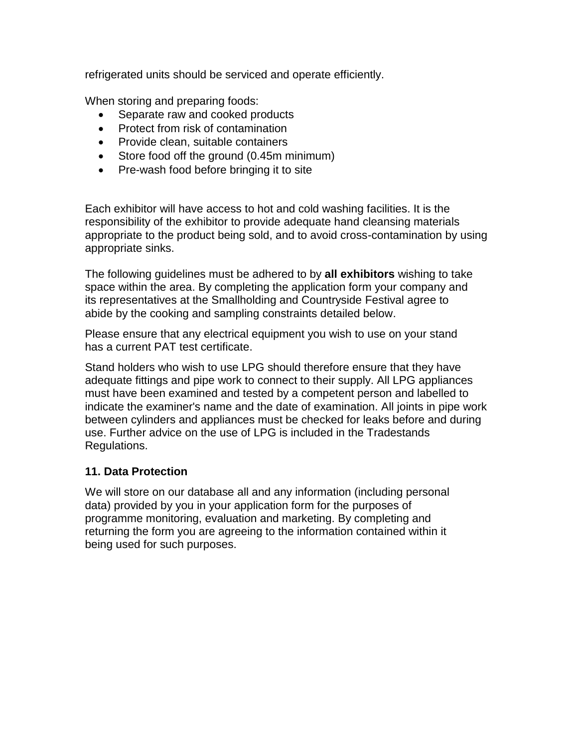refrigerated units should be serviced and operate efficiently.

When storing and preparing foods:

- Separate raw and cooked products
- Protect from risk of contamination
- Provide clean, suitable containers
- Store food off the ground (0.45m minimum)
- Pre-wash food before bringing it to site

Each exhibitor will have access to hot and cold washing facilities. It is the responsibility of the exhibitor to provide adequate hand cleansing materials appropriate to the product being sold, and to avoid cross-contamination by using appropriate sinks.

The following guidelines must be adhered to by **all exhibitors** wishing to take space within the area. By completing the application form your company and its representatives at the Smallholding and Countryside Festival agree to abide by the cooking and sampling constraints detailed below.

Please ensure that any electrical equipment you wish to use on your stand has a current PAT test certificate.

Stand holders who wish to use LPG should therefore ensure that they have adequate fittings and pipe work to connect to their supply. All LPG appliances must have been examined and tested by a competent person and labelled to indicate the examiner's name and the date of examination. All joints in pipe work between cylinders and appliances must be checked for leaks before and during use. Further advice on the use of LPG is included in the Tradestands Regulations.

### 11. Data Protection

We will store on our database all and any information (including personal data) provided by you in your application form for the purposes of programme monitoring, evaluation and marketing. By completing and returning the form you are agreeing to the information contained within it being used for such purposes.